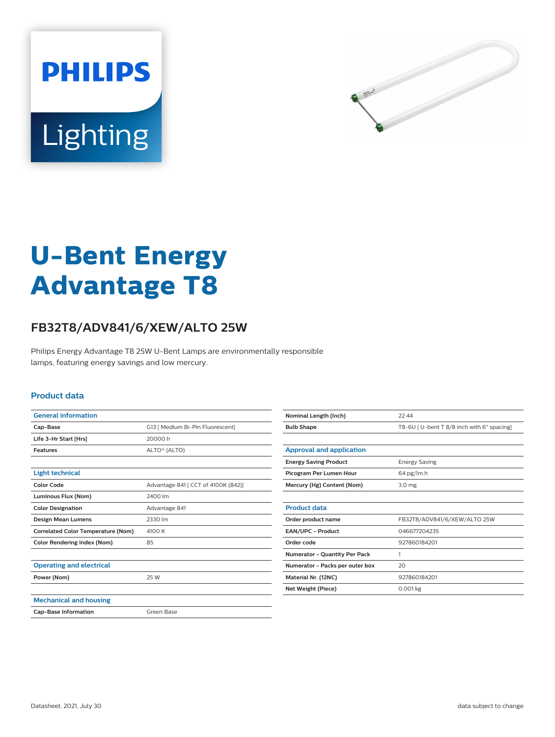# U-Bent Energy Advantage T8

## FB32T8/ADV841/6/XEW/ALTO 25W

Philips Energy Advantage T8 25W U-Bent Lamps are environmentally responsible lamps, featuring energy savings and low mercury.

### Product data

| General information | |
|---|---|
| Cap-Base | G13 [ Medium Bi-Pin Fluorescent] |
| Life 3-Hr Start [Hrs] | 20000 h |
| Features | ALTO® (ALTO) |

| Light technical | |
|---|---|
| Color Code | Advantage 841 [ CCT of 4100K (842)] |
| Luminous Flux (Nom) | 2400 lm |
| Color Designation | Advantage 841 |
| Design Mean Lumens | 2330 lm |
| Correlated Color Temperature (Nom) | 4100 K |
| Color Rendering Index (Nom) | 85 |

| Operating and electrical | |
|---|---|
| Power (Nom) | 25 W |

| Mechanical and housing | |
|---|---|
| Cap-Base Information | Green Base |
| Nominal Length (Inch) | 22.44 |
| Bulb Shape | T8-6U [ U-bent T 8/8 inch with 6" spacing] |

| Approval and application | |
|---|---|
| Energy Saving Product | Energy Saving |
| Picogram Per Lumen Hour | 64 pg/lm.h |
| Mercury (Hg) Content (Nom) | 3.0 mg |

| Product data | |
|---|---|
| Order product name | FB32T8/ADV841/6/XEW/ALTO 25W |
| EAN/UPC - Product | 046677204235 |
| Order code | 927860184201 |
| Numerator - Quantity Per Pack | 1 |
| Numerator - Packs per outer box | 20 |
| Material Nr. (12NC) | 927860184201 |
| Net Weight (Piece) | 0.001 kg |

Datasheet, 2021, July 30 — data subject to change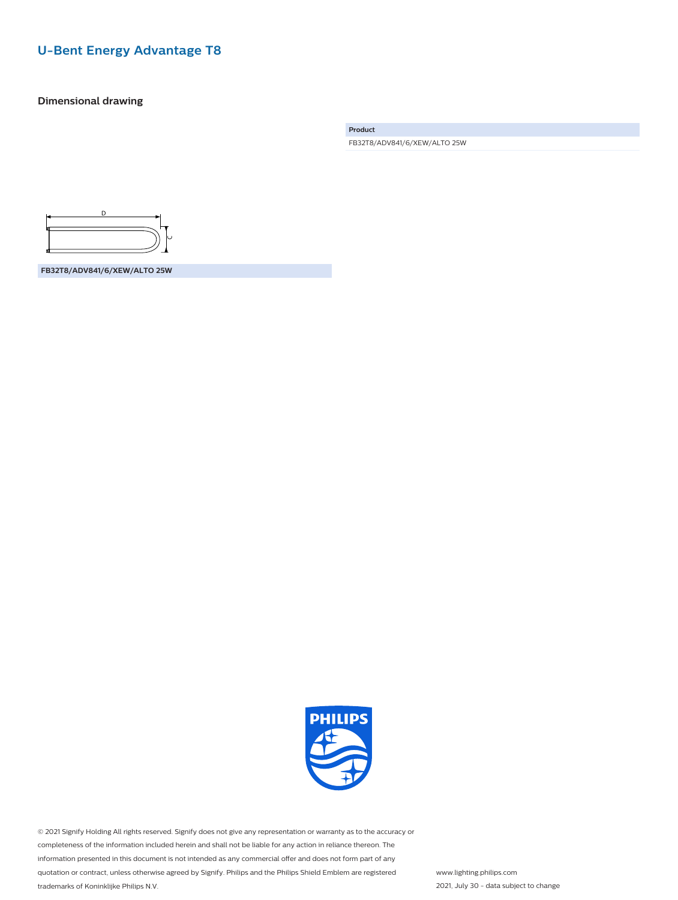## U-Bent Energy Advantage T8

### Dimensional drawing

| Product |
| --- |
| FB32T8/ADV841/6/XEW/ALTO 25W |

D

C

**FB32T8/ADV841/6/XEW/ALTO 25W**

© 2021 Signify Holding All rights reserved. Signify does not give any representation or warranty as to the accuracy or completeness of the information included herein and shall not be liable for any action in reliance thereon. The information presented in this document is not intended as any commercial offer and does not form part of any quotation or contract, unless otherwise agreed by Signify. Philips and the Philips Shield Emblem are registered trademarks of Koninklijke Philips N.V.

www.lighting.philips.com

2021, July 30 - data subject to change